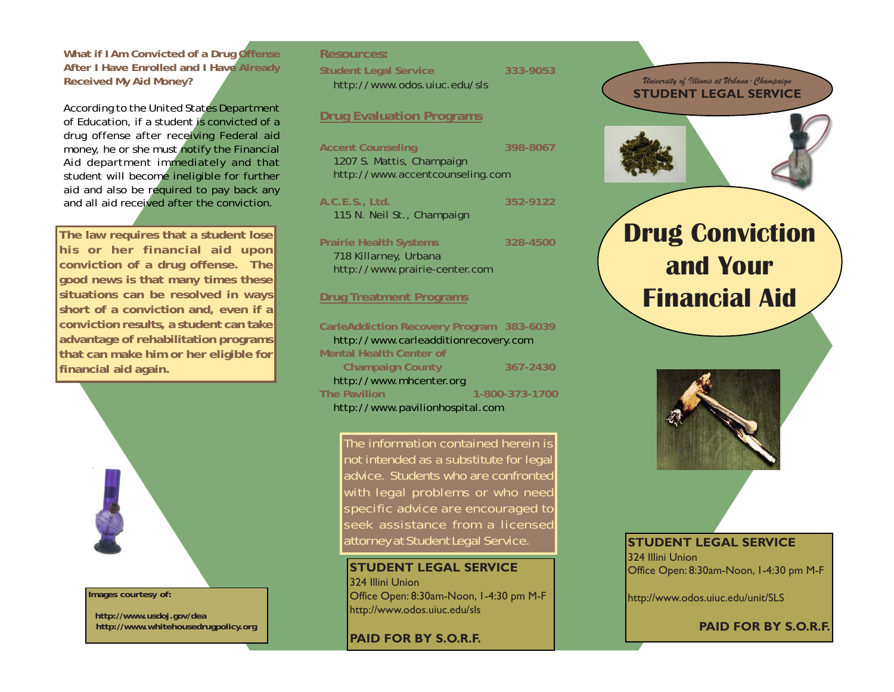**What if I Am Convicted of a Drug Offense After I Have Enrolled and I Have Already Received My Aid Money?**

According to the United States Department of Education, if a student is convicted of a drug offense after receiving Federal aid money, he or she must notify the Financial Aid department immediately and that student will become ineligible for further aid and also be required to pay back any and all aid received after the conviction.

**The law requires that a student lose his or her financial aid upon conviction of a drug offense. The good news is that many times these situations can be resolved in ways short of a conviction and, even if a conviction results, a student can take advantage of rehabilitation programs that can make him or her eligible for financial aid again.**

**Images courtesy of:**

**http://www.usdoj.gov/dea**
**http://www.whitehousedrugpolicy.org**

## Resources:

**Student Legal Service** 333-9053
http://www.odos.uiuc.edu/sls

### Drug Evaluation Programs

**Accent Counseling** 398-8067
1207 S. Mattis, Champaign
http://www.accentcounseling.com

**A.C.E.S., Ltd.** 352-9122
115 N. Neil St., Champaign

**Prairie Health Systems** 328-4500
718 Killarney, Urbana
http://www.prairie-center.com

### Drug Treatment Programs

**CarleAddiction Recovery Program** 383-6039
http://www.carleaddictionrecovery.com

**Mental Health Center of Champaign County** 367-2430
http://www.mhcenter.org

**The Pavilion** 1-800-373-1700
http://www.pavilionhospital.com

The information contained herein is not intended as a substitute for legal advice. Students who are confronted with legal problems or who need specific advice are encouraged to seek assistance from a licensed attorney at Student Legal Service.

**STUDENT LEGAL SERVICE**
324 Illini Union
Office Open: 8:30am-Noon, 1-4:30 pm M-F
http://www.odos.uiuc.edu/sls

**PAID FOR BY S.O.R.F.**

*University of Illinois at Urbana-Champaign*
**STUDENT LEGAL SERVICE**

# Drug Conviction and Your Financial Aid

**STUDENT LEGAL SERVICE**
324 Illini Union
Office Open: 8:30am-Noon, 1-4:30 pm M-F

http://www.odos.uiuc.edu/unit/SLS

**PAID FOR BY S.O.R.F.**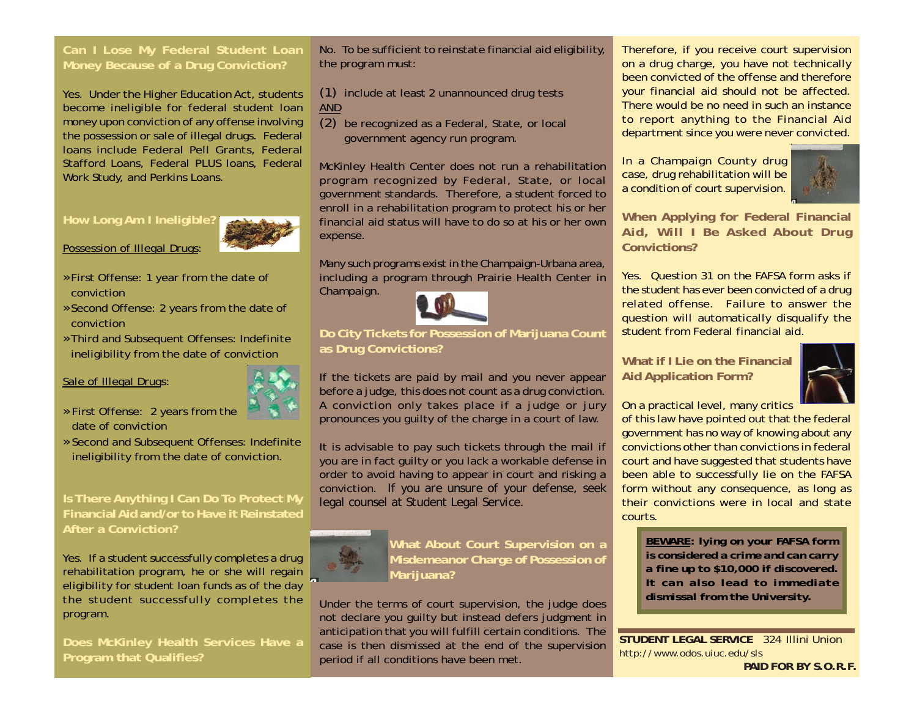## Can I Lose My Federal Student Loan Money Because of a Drug Conviction?

Yes. Under the Higher Education Act, students become ineligible for federal student loan money upon conviction of any offense involving the possession or sale of illegal drugs. Federal loans include Federal Pell Grants, Federal Stafford Loans, Federal PLUS loans, Federal Work Study, and Perkins Loans.

## How Long Am I Ineligible?

Possession of Illegal Drugs:

- » First Offense: 1 year from the date of conviction
- » Second Offense: 2 years from the date of conviction
- » Third and Subsequent Offenses: Indefinite ineligibility from the date of conviction

Sale of Illegal Drugs:

- » First Offense: 2 years from the date of conviction
- » Second and Subsequent Offenses: Indefinite ineligibility from the date of conviction.

## Is There Anything I Can Do To Protect My Financial Aid and/or to Have it Reinstated After a Conviction?

Yes. If a student successfully completes a drug rehabilitation program, he or she will regain eligibility for student loan funds as of the day the student successfully completes the program.

## Does McKinley Health Services Have a Program that Qualifies?

No. To be sufficient to reinstate financial aid eligibility, the program must:

(1) include at least 2 unannounced drug tests
AND
(2) be recognized as a Federal, State, or local government agency run program.

McKinley Health Center does not run a rehabilitation program recognized by Federal, State, or local government standards. Therefore, a student forced to enroll in a rehabilitation program to protect his or her financial aid status will have to do so at his or her own expense.

Many such programs exist in the Champaign-Urbana area, including a program through Prairie Health Center in Champaign.

## Do City Tickets for Possession of Marijuana Count as Drug Convictions?

If the tickets are paid by mail and you never appear before a judge, this does not count as a drug conviction. A conviction only takes place if a judge or jury pronounces you guilty of the charge in a court of law.

It is advisable to pay such tickets through the mail if you are in fact guilty or you lack a workable defense in order to avoid having to appear in court and risking a conviction. If you are unsure of your defense, seek legal counsel at Student Legal Service.

## What About Court Supervision on a Misdemeanor Charge of Possession of Marijuana?

Under the terms of court supervision, the judge does not declare you guilty but instead defers judgment in anticipation that you will fulfill certain conditions. The case is then dismissed at the end of the supervision period if all conditions have been met.

Therefore, if you receive court supervision on a drug charge, you have not technically been convicted of the offense and therefore your financial aid should not be affected. There would be no need in such an instance to report anything to the Financial Aid department since you were never convicted.

In a Champaign County drug case, drug rehabilitation will be a condition of court supervision.

## When Applying for Federal Financial Aid, Will I Be Asked About Drug Convictions?

Yes. Question 31 on the FAFSA form asks if the student has ever been convicted of a drug related offense. Failure to answer the question will automatically disqualify the student from Federal financial aid.

## What if I Lie on the Financial Aid Application Form?

On a practical level, many critics of this law have pointed out that the federal government has no way of knowing about any convictions other than convictions in federal court and have suggested that students have been able to successfully lie on the FAFSA form without any consequence, as long as their convictions were in local and state courts.

**BEWARE: lying on your FAFSA form is considered a crime and can carry a fine up to $10,000 if discovered. It can also lead to immediate dismissal from the University.**

**STUDENT LEGAL SERVICE** 324 Illini Union
http://www.odos.uiuc.edu/sls

**PAID FOR BY S.O.R.F.**